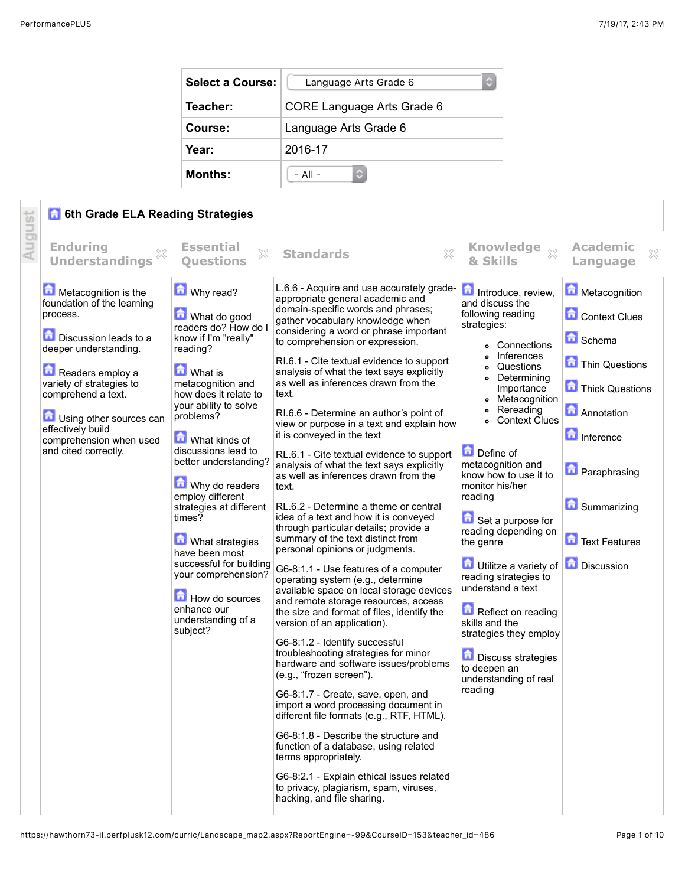| Select a Course: | Language Arts Grade 6 |
|---|---|
| Teacher: | CORE Language Arts Grade 6 |
| Course: | Language Arts Grade 6 |
| Year: | 2016-17 |
| Months: | - All - |

August

## 6th Grade ELA Reading Strategies

| Enduring Understandings | Essential Questions | Standards | Knowledge & Skills | Academic Language |
|---|---|---|---|---|
| Metacognition is the foundation of the learning process.<br><br>Discussion leads to a deeper understanding.<br><br>Readers employ a variety of strategies to comprehend a text.<br><br>Using other sources can effectively build comprehension when used and cited correctly. | Why read?<br><br>What do good readers do? How do I know if I'm "really" reading?<br><br>What is metacognition and how does it relate to your ability to solve problems?<br><br>What kinds of discussions lead to better understanding?<br><br>Why do readers employ different strategies at different times?<br><br>What strategies have been most successful for building your comprehension?<br><br>How do sources enhance our understanding of a subject? | L.6.6 - Acquire and use accurately grade-appropriate general academic and domain-specific words and phrases; gather vocabulary knowledge when considering a word or phrase important to comprehension or expression.<br><br>RI.6.1 - Cite textual evidence to support analysis of what the text says explicitly as well as inferences drawn from the text.<br><br>RI.6.6 - Determine an author's point of view or purpose in a text and explain how it is conveyed in the text<br><br>RL.6.1 - Cite textual evidence to support analysis of what the text says explicitly as well as inferences drawn from the text.<br><br>RL.6.2 - Determine a theme or central idea of a text and how it is conveyed through particular details; provide a summary of the text distinct from personal opinions or judgments.<br><br>G6-8:1.1 - Use features of a computer operating system (e.g., determine available space on local storage devices and remote storage resources, access the size and format of files, identify the version of an application).<br><br>G6-8:1.2 - Identify successful troubleshooting strategies for minor hardware and software issues/problems (e.g., "frozen screen").<br><br>G6-8:1.7 - Create, save, open, and import a word processing document in different file formats (e.g., RTF, HTML).<br><br>G6-8:1.8 - Describe the structure and function of a database, using related terms appropriately.<br><br>G6-8:2.1 - Explain ethical issues related to privacy, plagiarism, spam, viruses, hacking, and file sharing. | Introduce, review, and discuss the following reading strategies:<br>• Connections<br>• Inferences<br>• Questions<br>• Determining Importance<br>• Metacognition<br>• Rereading<br>• Context Clues<br><br>Define of metacognition and know how to use it to monitor his/her reading<br><br>Set a purpose for reading depending on the genre<br><br>Utililze a variety of reading strategies to understand a text<br><br>Reflect on reading skills and the strategies they employ<br><br>Discuss strategies to deepen an understanding of real reading | Metacognition<br><br>Context Clues<br><br>Schema<br><br>Thin Questions<br><br>Thick Questions<br><br>Annotation<br><br>Inference<br><br>Paraphrasing<br><br>Summarizing<br><br>Text Features<br><br>Discussion |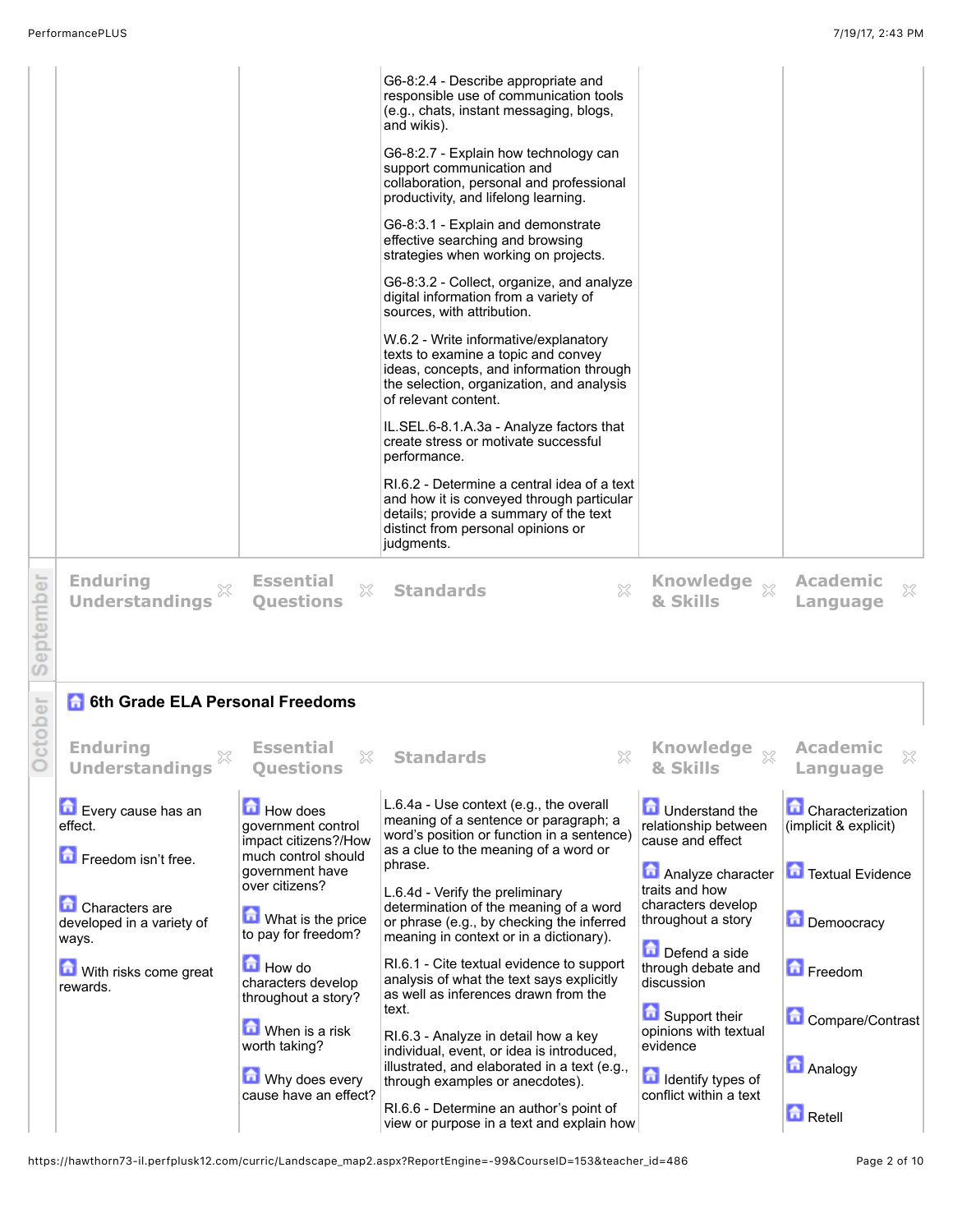| | | | | |
|---|---|---|---|---|
| | | G6-8:2.4 - Describe appropriate and responsible use of communication tools (e.g., chats, instant messaging, blogs, and wikis).<br><br>G6-8:2.7 - Explain how technology can support communication and collaboration, personal and professional productivity, and lifelong learning.<br><br>G6-8:3.1 - Explain and demonstrate effective searching and browsing strategies when working on projects.<br><br>G6-8:3.2 - Collect, organize, and analyze digital information from a variety of sources, with attribution.<br><br>W.6.2 - Write informative/explanatory texts to examine a topic and convey ideas, concepts, and information through the selection, organization, and analysis of relevant content.<br><br>IL.SEL.6-8.1.A.3a - Analyze factors that create stress or motivate successful performance.<br><br>RI.6.2 - Determine a central idea of a text and how it is conveyed through particular details; provide a summary of the text distinct from personal opinions or judgments. | | |

**September**

| Enduring Understandings | Essential Questions | Standards | Knowledge & Skills | Academic Language |
|---|---|---|---|---|
| | | | | |

**October**

## 6th Grade ELA Personal Freedoms

| Enduring Understandings | Essential Questions | Standards | Knowledge & Skills | Academic Language |
|---|---|---|---|---|
| Every cause has an effect.<br><br>Freedom isn't free.<br><br>Characters are developed in a variety of ways.<br><br>With risks come great rewards. | How does government control impact citizens?/How much control should government have over citizens?<br><br>What is the price to pay for freedom?<br><br>How do characters develop throughout a story?<br><br>When is a risk worth taking?<br><br>Why does every cause have an effect? | L.6.4a - Use context (e.g., the overall meaning of a sentence or paragraph; a word's position or function in a sentence) as a clue to the meaning of a word or phrase.<br><br>L.6.4d - Verify the preliminary determination of the meaning of a word or phrase (e.g., by checking the inferred meaning in context or in a dictionary).<br><br>RI.6.1 - Cite textual evidence to support analysis of what the text says explicitly as well as inferences drawn from the text.<br><br>RI.6.3 - Analyze in detail how a key individual, event, or idea is introduced, illustrated, and elaborated in a text (e.g., through examples or anecdotes).<br><br>RI.6.6 - Determine an author's point of view or purpose in a text and explain how | Understand the relationship between cause and effect<br><br>Analyze character traits and how characters develop throughout a story<br><br>Defend a side through debate and discussion<br><br>Support their opinions with textual evidence<br><br>Identify types of conflict within a text | Characterization (implicit & explicit)<br><br>Textual Evidence<br><br>Democcracy<br><br>Freedom<br><br>Compare/Contrast<br><br>Analogy<br><br>Retell |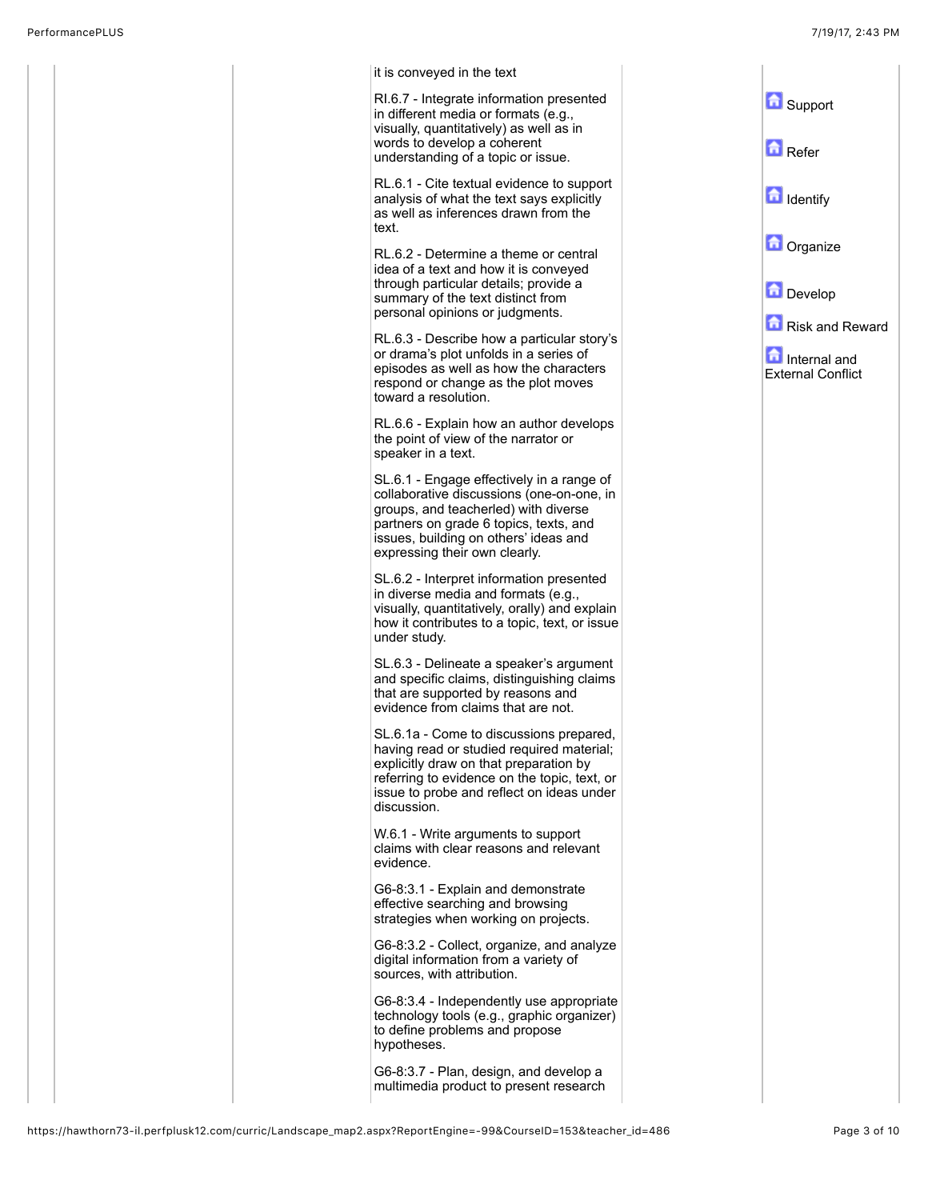| | | | | | |
|---|---|---|---|---|---|
| | | | it is conveyed in the text<br><br>RI.6.7 - Integrate information presented in different media or formats (e.g., visually, quantitatively) as well as in words to develop a coherent understanding of a topic or issue.<br><br>RL.6.1 - Cite textual evidence to support analysis of what the text says explicitly as well as inferences drawn from the text.<br><br>RL.6.2 - Determine a theme or central idea of a text and how it is conveyed through particular details; provide a summary of the text distinct from personal opinions or judgments.<br><br>RL.6.3 - Describe how a particular story's or drama's plot unfolds in a series of episodes as well as how the characters respond or change as the plot moves toward a resolution.<br><br>RL.6.6 - Explain how an author develops the point of view of the narrator or speaker in a text.<br><br>SL.6.1 - Engage effectively in a range of collaborative discussions (one-on-one, in groups, and teacherled) with diverse partners on grade 6 topics, texts, and issues, building on others' ideas and expressing their own clearly.<br><br>SL.6.2 - Interpret information presented in diverse media and formats (e.g., visually, quantitatively, orally) and explain how it contributes to a topic, text, or issue under study.<br><br>SL.6.3 - Delineate a speaker's argument and specific claims, distinguishing claims that are supported by reasons and evidence from claims that are not.<br><br>SL.6.1a - Come to discussions prepared, having read or studied required material; explicitly draw on that preparation by referring to evidence on the topic, text, or issue to probe and reflect on ideas under discussion.<br><br>W.6.1 - Write arguments to support claims with clear reasons and relevant evidence.<br><br>G6-8:3.1 - Explain and demonstrate effective searching and browsing strategies when working on projects.<br><br>G6-8:3.2 - Collect, organize, and analyze digital information from a variety of sources, with attribution.<br><br>G6-8:3.4 - Independently use appropriate technology tools (e.g., graphic organizer) to define problems and propose hypotheses.<br><br>G6-8:3.7 - Plan, design, and develop a multimedia product to present research | | Support<br><br>Refer<br><br>Identify<br><br>Organize<br><br>Develop<br><br>Risk and Reward<br><br>Internal and External Conflict |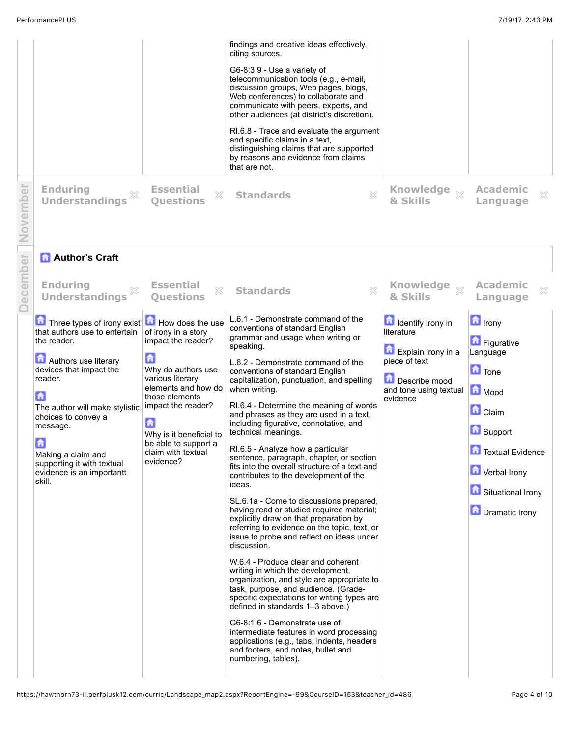| | | | | |
|---|---|---|---|---|
| | | findings and creative ideas effectively, citing sources.<br><br>G6-8:3.9 - Use a variety of telecommunication tools (e.g., e-mail, discussion groups, Web pages, blogs, Web conferences) to collaborate and communicate with peers, experts, and other audiences (at district's discretion).<br><br>RI.6.8 - Trace and evaluate the argument and specific claims in a text, distinguishing claims that are supported by reasons and evidence from claims that are not. | | |

**November**

| Enduring Understandings | Essential Questions | Standards | Knowledge & Skills | Academic Language |
|---|---|---|---|---|
| | | | | |

**December**

## Author's Craft

| Enduring Understandings | Essential Questions | Standards | Knowledge & Skills | Academic Language |
|---|---|---|---|---|
| Three types of irony exist that authors use to entertain the reader.<br><br>Authors use literary devices that impact the reader.<br><br>The author will make stylistic choices to convey a message.<br><br>Making a claim and supporting it with textual evidence is an importantt skill. | How does the use of irony in a story impact the reader?<br><br>Why do authors use various literary elements and how do those elements impact the reader?<br><br>Why is it beneficial to be able to support a claim with textual evidence? | L.6.1 - Demonstrate command of the conventions of standard English grammar and usage when writing or speaking.<br><br>L.6.2 - Demonstrate command of the conventions of standard English capitalization, punctuation, and spelling when writing.<br><br>RI.6.4 - Determine the meaning of words and phrases as they are used in a text, including figurative, connotative, and technical meanings.<br><br>RI.6.5 - Analyze how a particular sentence, paragraph, chapter, or section fits into the overall structure of a text and contributes to the development of the ideas.<br><br>SL.6.1a - Come to discussions prepared, having read or studied required material; explicitly draw on that preparation by referring to evidence on the topic, text, or issue to probe and reflect on ideas under discussion.<br><br>W.6.4 - Produce clear and coherent writing in which the development, organization, and style are appropriate to task, purpose, and audience. (Grade-specific expectations for writing types are defined in standards 1–3 above.)<br><br>G6-8:1.6 - Demonstrate use of intermediate features in word processing applications (e.g., tabs, indents, headers and footers, end notes, bullet and numbering, tables). | Identify irony in literature<br><br>Explain irony in a piece of text<br><br>Describe mood and tone using textual evidence | Irony<br><br>Figurative Language<br><br>Tone<br><br>Mood<br><br>Claim<br><br>Support<br><br>Textual Evidence<br><br>Verbal Irony<br><br>Situational Irony<br><br>Dramatic Irony |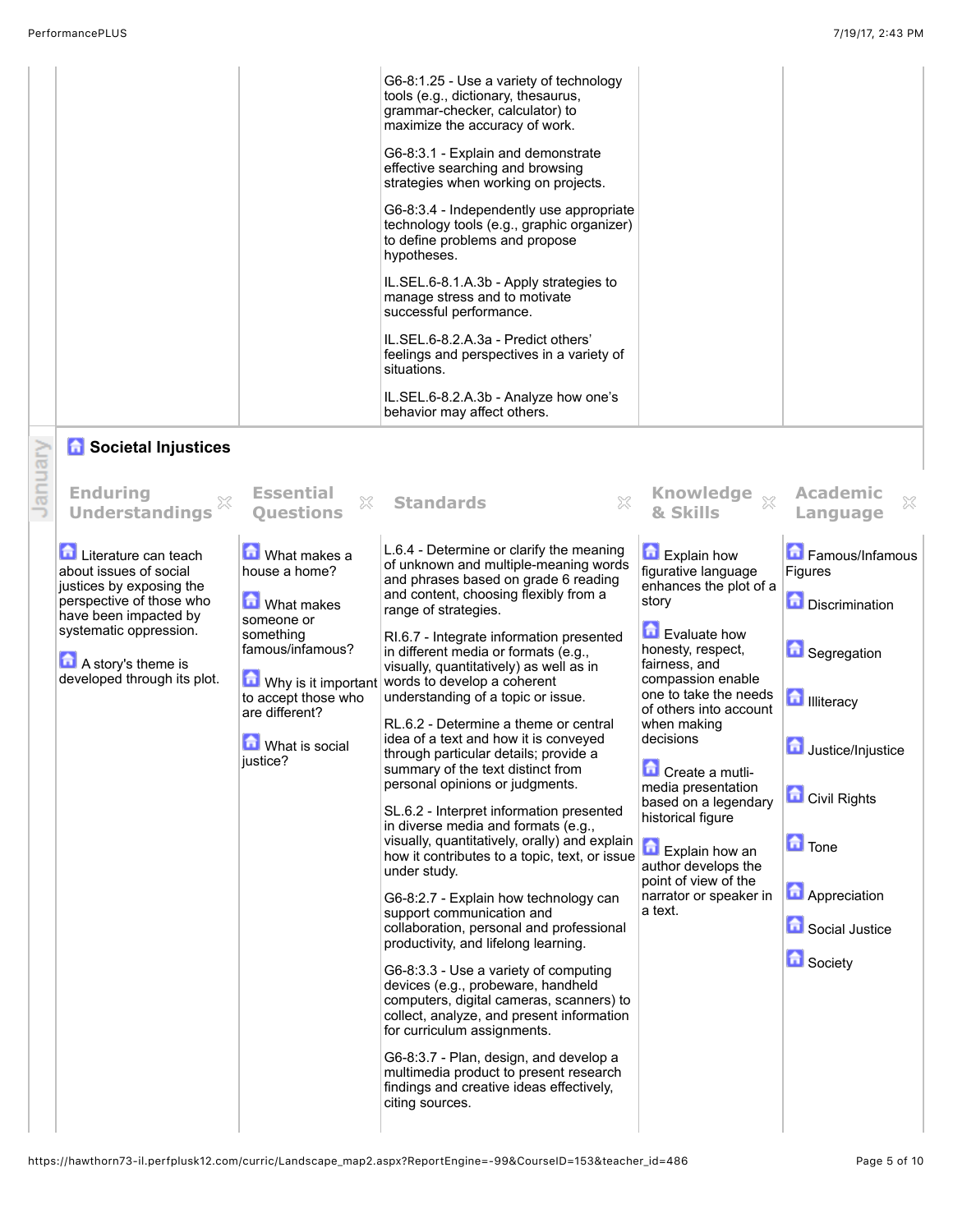| | | | | |
|---|---|---|---|---|
| | | G6-8:1.25 - Use a variety of technology tools (e.g., dictionary, thesaurus, grammar-checker, calculator) to maximize the accuracy of work.<br><br>G6-8:3.1 - Explain and demonstrate effective searching and browsing strategies when working on projects.<br><br>G6-8:3.4 - Independently use appropriate technology tools (e.g., graphic organizer) to define problems and propose hypotheses.<br><br>IL.SEL.6-8.1.A.3b - Apply strategies to manage stress and to motivate successful performance.<br><br>IL.SEL.6-8.2.A.3a - Predict others' feelings and perspectives in a variety of situations.<br><br>IL.SEL.6-8.2.A.3b - Analyze how one's behavior may affect others. | | |

January

## Societal Injustices

| Enduring Understandings | Essential Questions | Standards | Knowledge & Skills | Academic Language |
|---|---|---|---|---|
| Literature can teach about issues of social justices by exposing the perspective of those who have been impacted by systematic oppression.<br><br>A story's theme is developed through its plot. | What makes a house a home?<br><br>What makes someone or something famous/infamous?<br><br>Why is it important to accept those who are different?<br><br>What is social justice? | L.6.4 - Determine or clarify the meaning of unknown and multiple-meaning words and phrases based on grade 6 reading and content, choosing flexibly from a range of strategies.<br><br>RI.6.7 - Integrate information presented in different media or formats (e.g., visually, quantitatively) as well as in words to develop a coherent understanding of a topic or issue.<br><br>RL.6.2 - Determine a theme or central idea of a text and how it is conveyed through particular details; provide a summary of the text distinct from personal opinions or judgments.<br><br>SL.6.2 - Interpret information presented in diverse media and formats (e.g., visually, quantitatively, orally) and explain how it contributes to a topic, text, or issue under study.<br><br>G6-8:2.7 - Explain how technology can support communication and collaboration, personal and professional productivity, and lifelong learning.<br><br>G6-8:3.3 - Use a variety of computing devices (e.g., probeware, handheld computers, digital cameras, scanners) to collect, analyze, and present information for curriculum assignments.<br><br>G6-8:3.7 - Plan, design, and develop a multimedia product to present research findings and creative ideas effectively, citing sources. | Explain how figurative language enhances the plot of a story<br><br>Evaluate how honesty, respect, fairness, and compassion enable one to take the needs of others into account when making decisions<br><br>Create a mutli-media presentation based on a legendary historical figure<br><br>Explain how an author develops the point of view of the narrator or speaker in a text. | Famous/Infamous Figures<br><br>Discrimination<br><br>Segregation<br><br>Illiteracy<br><br>Justice/Injustice<br><br>Civil Rights<br><br>Tone<br><br>Appreciation<br><br>Social Justice<br><br>Society |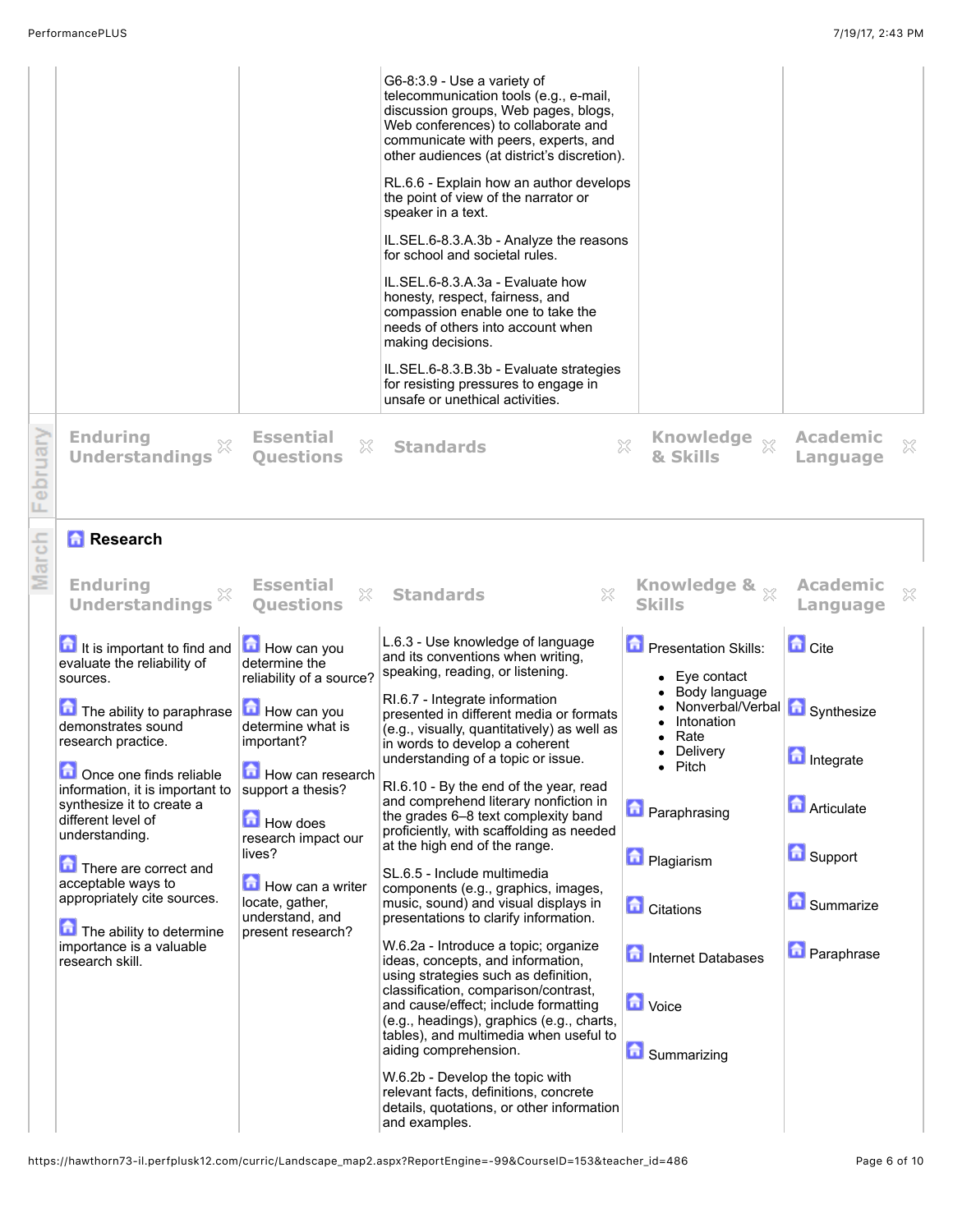| | | | | |
|---|---|---|---|---|
| | | G6-8:3.9 - Use a variety of telecommunication tools (e.g., e-mail, discussion groups, Web pages, blogs, Web conferences) to collaborate and communicate with peers, experts, and other audiences (at district's discretion).<br><br>RL.6.6 - Explain how an author develops the point of view of the narrator or speaker in a text.<br><br>IL.SEL.6-8.3.A.3b - Analyze the reasons for school and societal rules.<br><br>IL.SEL.6-8.3.A.3a - Evaluate how honesty, respect, fairness, and compassion enable one to take the needs of others into account when making decisions.<br><br>IL.SEL.6-8.3.B.3b - Evaluate strategies for resisting pressures to engage in unsafe or unethical activities. | | |

**February**

| Enduring Understandings | Essential Questions | Standards | Knowledge & Skills | Academic Language |
|---|---|---|---|---|

**March**

## Research

| Enduring Understandings | Essential Questions | Standards | Knowledge & Skills | Academic Language |
|---|---|---|---|---|
| It is important to find and evaluate the reliability of sources.<br><br>The ability to paraphrase demonstrates sound research practice.<br><br>Once one finds reliable information, it is important to synthesize it to create a different level of understanding.<br><br>There are correct and acceptable ways to appropriately cite sources.<br><br>The ability to determine importance is a valuable research skill. | How can you determine the reliability of a source?<br><br>How can you determine what is important?<br><br>How can research support a thesis?<br><br>How does research impact our lives?<br><br>How can a writer locate, gather, understand, and present research? | L.6.3 - Use knowledge of language and its conventions when writing, speaking, reading, or listening.<br><br>RI.6.7 - Integrate information presented in different media or formats (e.g., visually, quantitatively) as well as in words to develop a coherent understanding of a topic or issue.<br><br>RI.6.10 - By the end of the year, read and comprehend literary nonfiction in the grades 6–8 text complexity band proficiently, with scaffolding as needed at the high end of the range.<br><br>SL.6.5 - Include multimedia components (e.g., graphics, images, music, sound) and visual displays in presentations to clarify information.<br><br>W.6.2a - Introduce a topic; organize ideas, concepts, and information, using strategies such as definition, classification, comparison/contrast, and cause/effect; include formatting (e.g., headings), graphics (e.g., charts, tables), and multimedia when useful to aiding comprehension.<br><br>W.6.2b - Develop the topic with relevant facts, definitions, concrete details, quotations, or other information and examples. | Presentation Skills:<br>• Eye contact<br>• Body language<br>• Nonverbal/Verbal<br>• Intonation<br>• Rate<br>• Delivery<br>• Pitch<br><br>Paraphrasing<br><br>Plagiarism<br><br>Citations<br><br>Internet Databases<br><br>Voice<br><br>Summarizing | Cite<br><br>Synthesize<br><br>Integrate<br><br>Articulate<br><br>Support<br><br>Summarize<br><br>Paraphrase |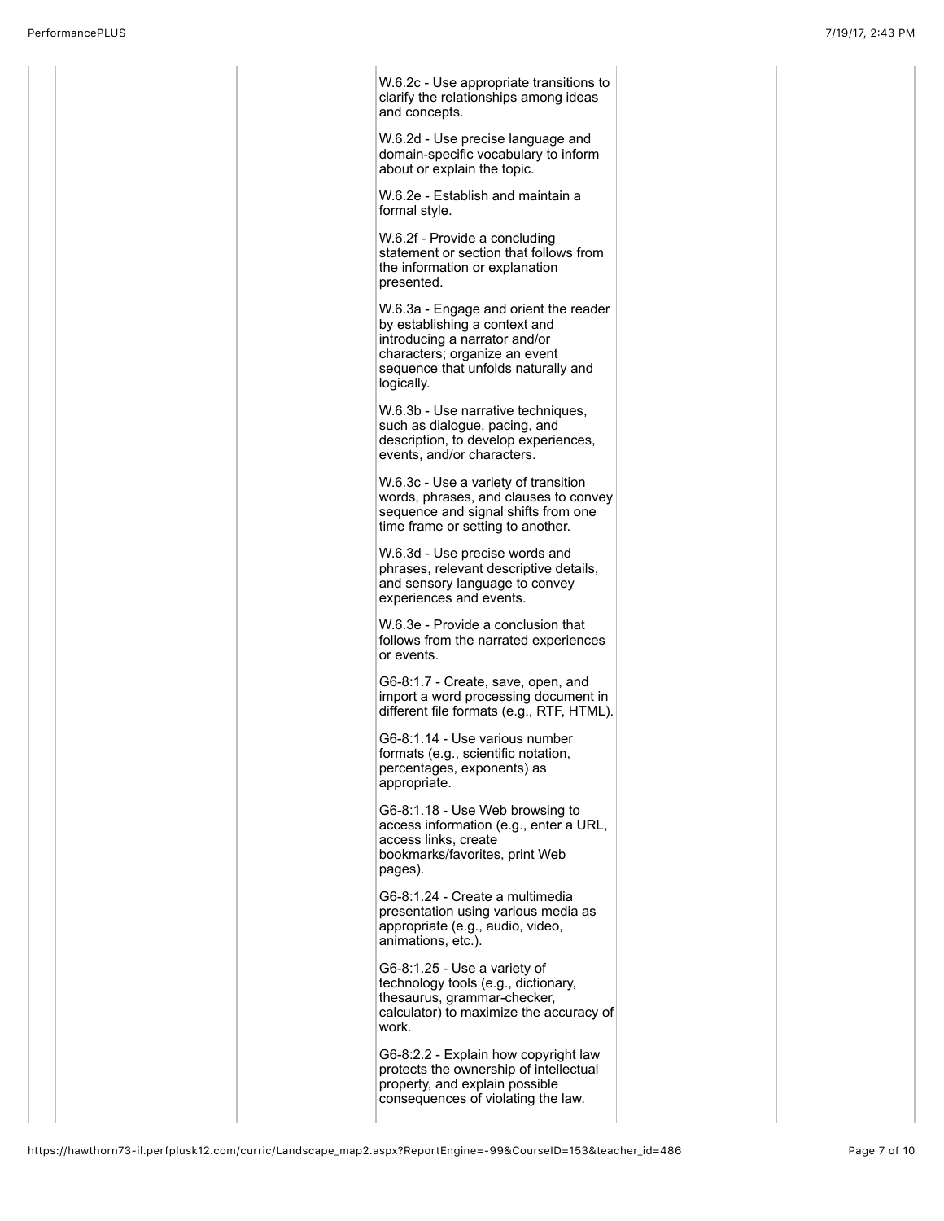W.6.2c - Use appropriate transitions to clarify the relationships among ideas and concepts.

W.6.2d - Use precise language and domain-specific vocabulary to inform about or explain the topic.

W.6.2e - Establish and maintain a formal style.

W.6.2f - Provide a concluding statement or section that follows from the information or explanation presented.

W.6.3a - Engage and orient the reader by establishing a context and introducing a narrator and/or characters; organize an event sequence that unfolds naturally and logically.

W.6.3b - Use narrative techniques, such as dialogue, pacing, and description, to develop experiences, events, and/or characters.

W.6.3c - Use a variety of transition words, phrases, and clauses to convey sequence and signal shifts from one time frame or setting to another.

W.6.3d - Use precise words and phrases, relevant descriptive details, and sensory language to convey experiences and events.

W.6.3e - Provide a conclusion that follows from the narrated experiences or events.

G6-8:1.7 - Create, save, open, and import a word processing document in different file formats (e.g., RTF, HTML).

G6-8:1.14 - Use various number formats (e.g., scientific notation, percentages, exponents) as appropriate.

G6-8:1.18 - Use Web browsing to access information (e.g., enter a URL, access links, create bookmarks/favorites, print Web pages).

G6-8:1.24 - Create a multimedia presentation using various media as appropriate (e.g., audio, video, animations, etc.).

G6-8:1.25 - Use a variety of technology tools (e.g., dictionary, thesaurus, grammar-checker, calculator) to maximize the accuracy of work.

G6-8:2.2 - Explain how copyright law protects the ownership of intellectual property, and explain possible consequences of violating the law.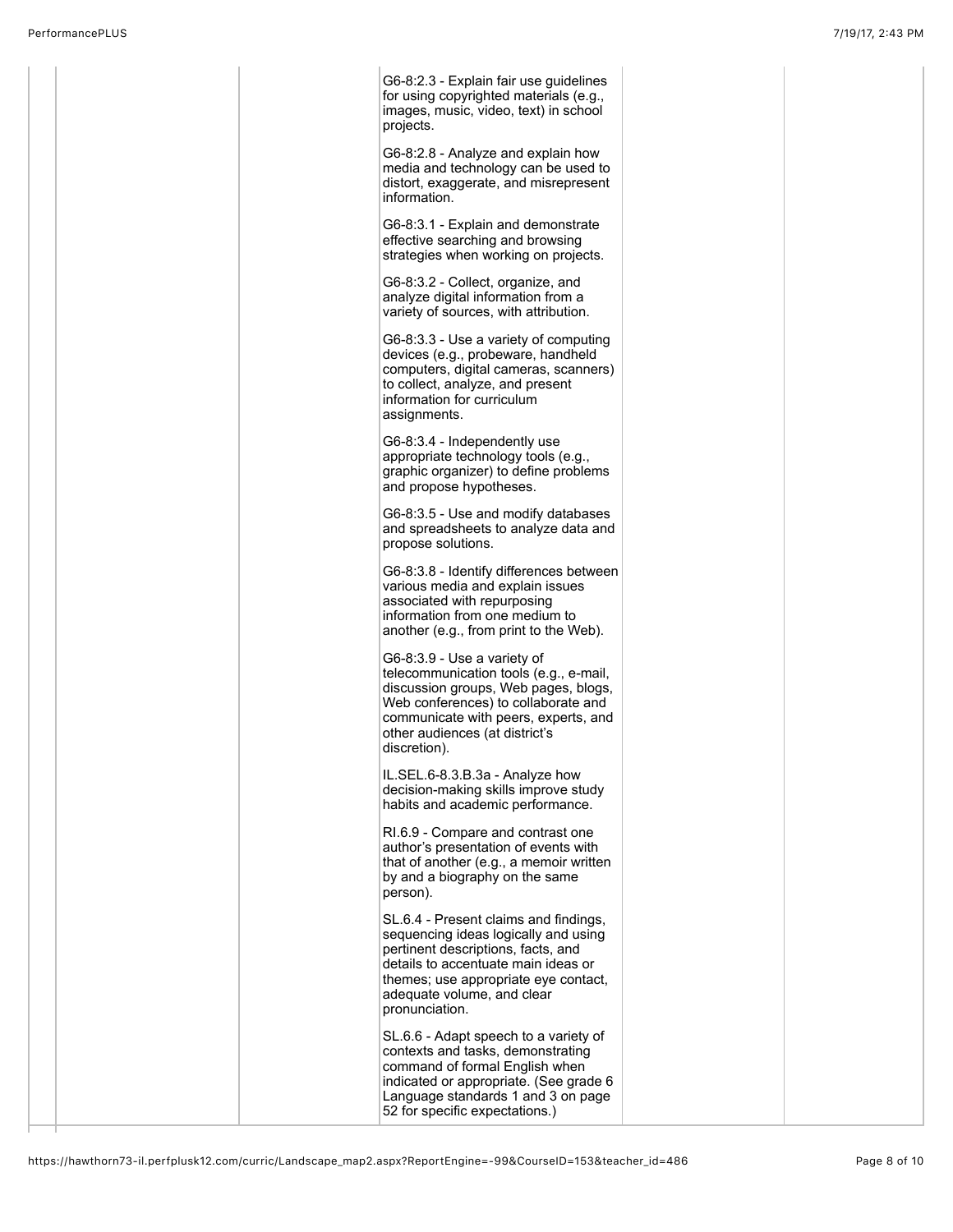| | | | | |
|---|---|---|---|---|
| | | G6-8:2.3 - Explain fair use guidelines for using copyrighted materials (e.g., images, music, video, text) in school projects.<br><br>G6-8:2.8 - Analyze and explain how media and technology can be used to distort, exaggerate, and misrepresent information.<br><br>G6-8:3.1 - Explain and demonstrate effective searching and browsing strategies when working on projects.<br><br>G6-8:3.2 - Collect, organize, and analyze digital information from a variety of sources, with attribution.<br><br>G6-8:3.3 - Use a variety of computing devices (e.g., probeware, handheld computers, digital cameras, scanners) to collect, analyze, and present information for curriculum assignments.<br><br>G6-8:3.4 - Independently use appropriate technology tools (e.g., graphic organizer) to define problems and propose hypotheses.<br><br>G6-8:3.5 - Use and modify databases and spreadsheets to analyze data and propose solutions.<br><br>G6-8:3.8 - Identify differences between various media and explain issues associated with repurposing information from one medium to another (e.g., from print to the Web).<br><br>G6-8:3.9 - Use a variety of telecommunication tools (e.g., e-mail, discussion groups, Web pages, blogs, Web conferences) to collaborate and communicate with peers, experts, and other audiences (at district's discretion).<br><br>IL.SEL.6-8.3.B.3a - Analyze how decision-making skills improve study habits and academic performance.<br><br>RI.6.9 - Compare and contrast one author's presentation of events with that of another (e.g., a memoir written by and a biography on the same person).<br><br>SL.6.4 - Present claims and findings, sequencing ideas logically and using pertinent descriptions, facts, and details to accentuate main ideas or themes; use appropriate eye contact, adequate volume, and clear pronunciation.<br><br>SL.6.6 - Adapt speech to a variety of contexts and tasks, demonstrating command of formal English when indicated or appropriate. (See grade 6 Language standards 1 and 3 on page 52 for specific expectations.) | | |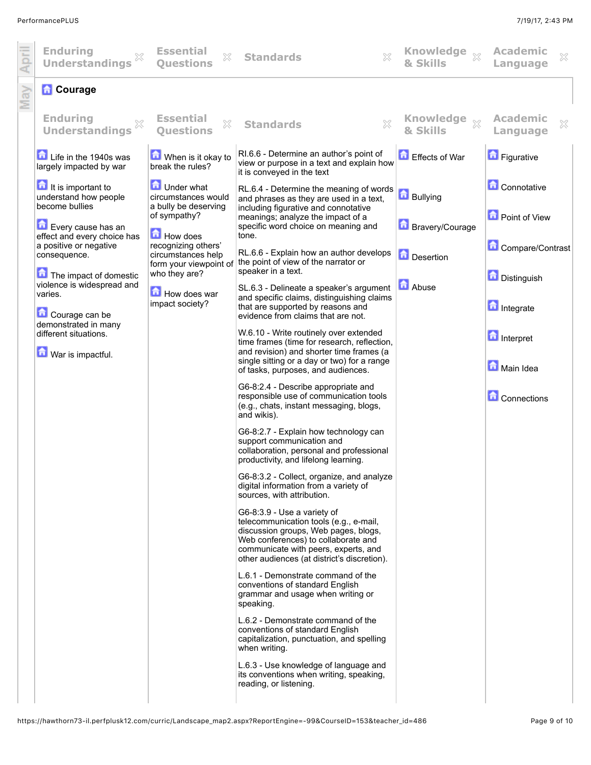| April | Enduring Understandings | Essential Questions | Standards | Knowledge & Skills | Academic Language |
|---|---|---|---|---|---|

May

## Courage

| Enduring Understandings | Essential Questions | Standards | Knowledge & Skills | Academic Language |
|---|---|---|---|---|
| Life in the 1940s was largely impacted by war | When is it okay to break the rules? | RI.6.6 - Determine an author's point of view or purpose in a text and explain how it is conveyed in the text | Effects of War | Figurative |
| It is important to understand how people become bullies | Under what circumstances would a bully be deserving of sympathy? | RL.6.4 - Determine the meaning of words and phrases as they are used in a text, including figurative and connotative meanings; analyze the impact of a specific word choice on meaning and tone. | Bullying | Connotative |
| Every cause has an effect and every choice has a positive or negative consequence. | How does recognizing others' circumstances help form your viewpoint of who they are? | RL.6.6 - Explain how an author develops the point of view of the narrator or speaker in a text. | Bravery/Courage | Point of View |
| The impact of domestic violence is widespread and varies. | How does war impact society? | SL.6.3 - Delineate a speaker's argument and specific claims, distinguishing claims that are supported by reasons and evidence from claims that are not. | Desertion | Compare/Contrast |
| Courage can be demonstrated in many different situations. | | W.6.10 - Write routinely over extended time frames (time for research, reflection, and revision) and shorter time frames (a single sitting or a day or two) for a range of tasks, purposes, and audiences. | Abuse | Distinguish |
| War is impactful. | | G6-8:2.4 - Describe appropriate and responsible use of communication tools (e.g., chats, instant messaging, blogs, and wikis). | | Integrate |
| | | G6-8:2.7 - Explain how technology can support communication and collaboration, personal and professional productivity, and lifelong learning. | | Interpret |
| | | G6-8:3.2 - Collect, organize, and analyze digital information from a variety of sources, with attribution. | | Main Idea |
| | | G6-8:3.9 - Use a variety of telecommunication tools (e.g., e-mail, discussion groups, Web pages, blogs, Web conferences) to collaborate and communicate with peers, experts, and other audiences (at district's discretion). | | Connections |
| | | L.6.1 - Demonstrate command of the conventions of standard English grammar and usage when writing or speaking. | | |
| | | L.6.2 - Demonstrate command of the conventions of standard English capitalization, punctuation, and spelling when writing. | | |
| | | L.6.3 - Use knowledge of language and its conventions when writing, speaking, reading, or listening. | | |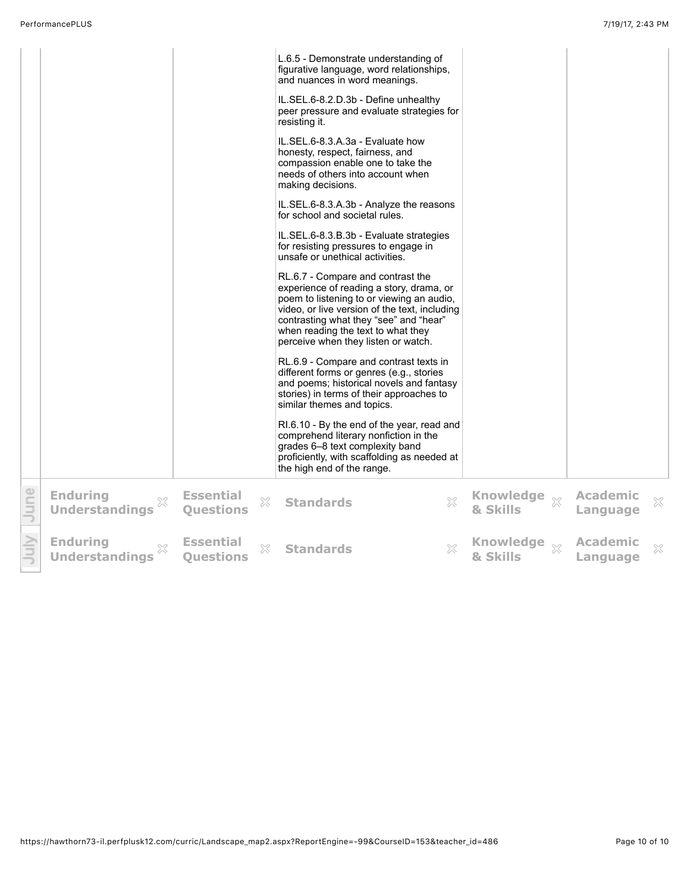| | | | | | |
|---|---|---|---|---|---|
| | | | L.6.5 - Demonstrate understanding of figurative language, word relationships, and nuances in word meanings.<br><br>IL.SEL.6-8.2.D.3b - Define unhealthy peer pressure and evaluate strategies for resisting it.<br><br>IL.SEL.6-8.3.A.3a - Evaluate how honesty, respect, fairness, and compassion enable one to take the needs of others into account when making decisions.<br><br>IL.SEL.6-8.3.A.3b - Analyze the reasons for school and societal rules.<br><br>IL.SEL.6-8.3.B.3b - Evaluate strategies for resisting pressures to engage in unsafe or unethical activities.<br><br>RL.6.7 - Compare and contrast the experience of reading a story, drama, or poem to listening to or viewing an audio, video, or live version of the text, including contrasting what they "see" and "hear" when reading the text to what they perceive when they listen or watch.<br><br>RL.6.9 - Compare and contrast texts in different forms or genres (e.g., stories and poems; historical novels and fantasy stories) in terms of their approaches to similar themes and topics.<br><br>RI.6.10 - By the end of the year, read and comprehend literary nonfiction in the grades 6–8 text complexity band proficiently, with scaffolding as needed at the high end of the range. | | |
| June | **Enduring Understandings** | **Essential Questions** | **Standards** | **Knowledge & Skills** | **Academic Language** |
| July | **Enduring Understandings** | **Essential Questions** | **Standards** | **Knowledge & Skills** | **Academic Language** |